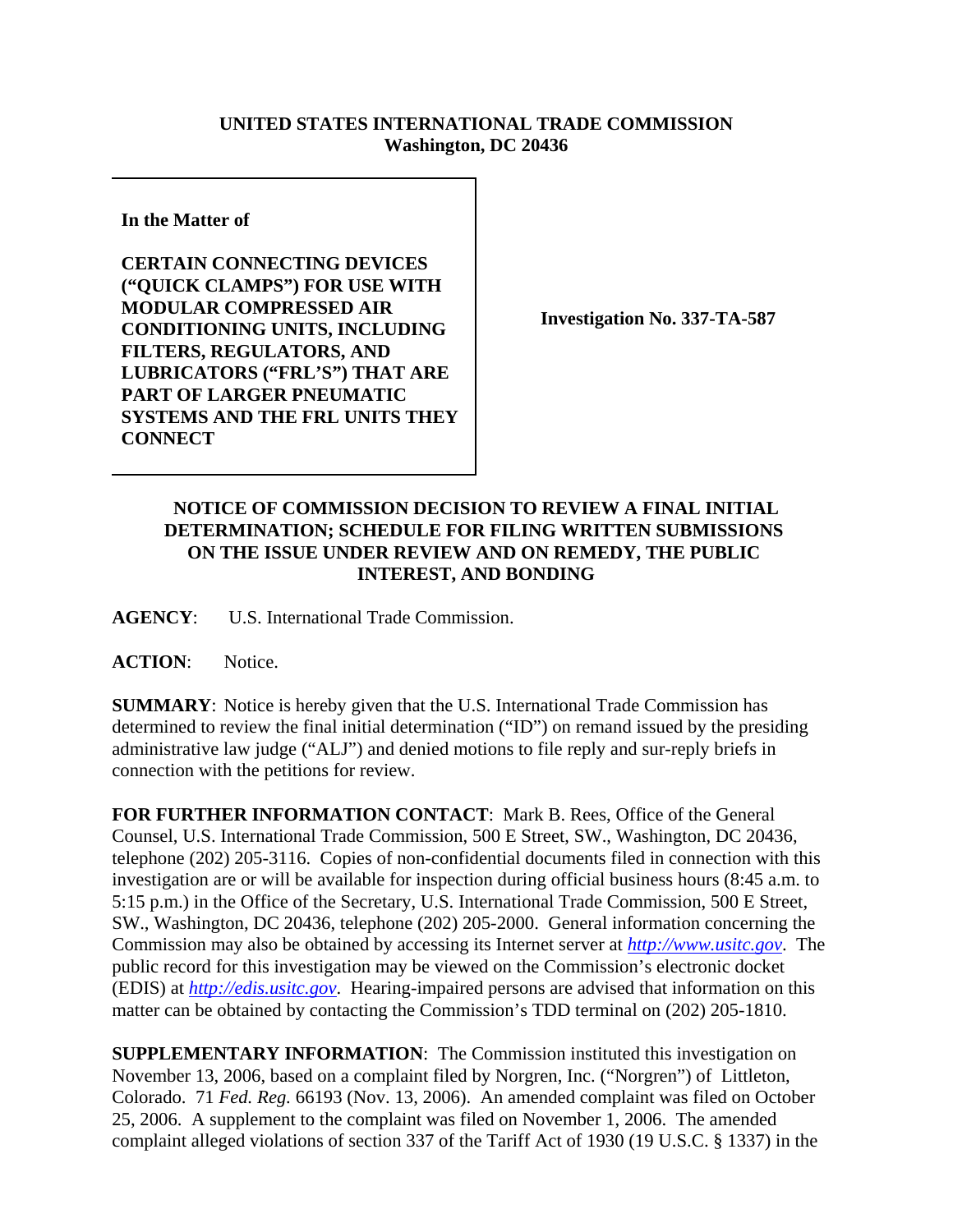**UNITED STATES INTERNATIONAL TRADE COMMISSION**
**Washington, DC 20436**

| | |
|---|---|
| **In the Matter of**<br><br>**CERTAIN CONNECTING DEVICES ("QUICK CLAMPS") FOR USE WITH MODULAR COMPRESSED AIR CONDITIONING UNITS, INCLUDING FILTERS, REGULATORS, AND LUBRICATORS ("FRL'S") THAT ARE PART OF LARGER PNEUMATIC SYSTEMS AND THE FRL UNITS THEY CONNECT** | **Investigation No. 337-TA-587** |

**NOTICE OF COMMISSION DECISION TO REVIEW A FINAL INITIAL DETERMINATION; SCHEDULE FOR FILING WRITTEN SUBMISSIONS ON THE ISSUE UNDER REVIEW AND ON REMEDY, THE PUBLIC INTEREST, AND BONDING**

**AGENCY**: U.S. International Trade Commission.

**ACTION**: Notice.

**SUMMARY**: Notice is hereby given that the U.S. International Trade Commission has determined to review the final initial determination ("ID") on remand issued by the presiding administrative law judge ("ALJ") and denied motions to file reply and sur-reply briefs in connection with the petitions for review.

**FOR FURTHER INFORMATION CONTACT**: Mark B. Rees, Office of the General Counsel, U.S. International Trade Commission, 500 E Street, SW., Washington, DC 20436, telephone (202) 205-3116. Copies of non-confidential documents filed in connection with this investigation are or will be available for inspection during official business hours (8:45 a.m. to 5:15 p.m.) in the Office of the Secretary, U.S. International Trade Commission, 500 E Street, SW., Washington, DC 20436, telephone (202) 205-2000. General information concerning the Commission may also be obtained by accessing its Internet server at *http://www.usitc.gov*. The public record for this investigation may be viewed on the Commission's electronic docket (EDIS) at *http://edis.usitc.gov*. Hearing-impaired persons are advised that information on this matter can be obtained by contacting the Commission's TDD terminal on (202) 205-1810.

**SUPPLEMENTARY INFORMATION**: The Commission instituted this investigation on November 13, 2006, based on a complaint filed by Norgren, Inc. ("Norgren") of Littleton, Colorado. 71 *Fed. Reg.* 66193 (Nov. 13, 2006). An amended complaint was filed on October 25, 2006. A supplement to the complaint was filed on November 1, 2006. The amended complaint alleged violations of section 337 of the Tariff Act of 1930 (19 U.S.C. § 1337) in the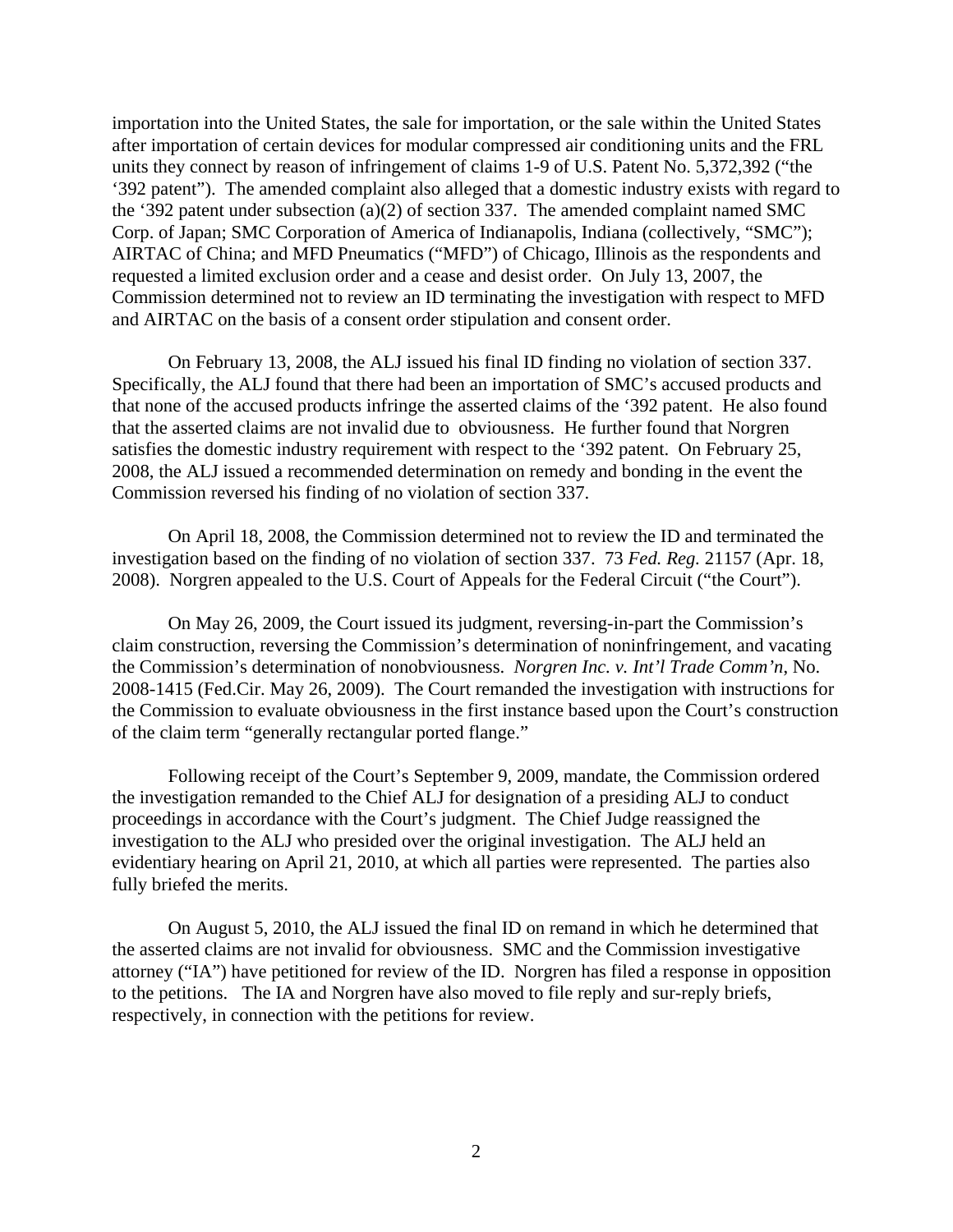importation into the United States, the sale for importation, or the sale within the United States after importation of certain devices for modular compressed air conditioning units and the FRL units they connect by reason of infringement of claims 1-9 of U.S. Patent No. 5,372,392 ("the '392 patent"). The amended complaint also alleged that a domestic industry exists with regard to the '392 patent under subsection (a)(2) of section 337. The amended complaint named SMC Corp. of Japan; SMC Corporation of America of Indianapolis, Indiana (collectively, "SMC"); AIRTAC of China; and MFD Pneumatics ("MFD") of Chicago, Illinois as the respondents and requested a limited exclusion order and a cease and desist order. On July 13, 2007, the Commission determined not to review an ID terminating the investigation with respect to MFD and AIRTAC on the basis of a consent order stipulation and consent order.

On February 13, 2008, the ALJ issued his final ID finding no violation of section 337. Specifically, the ALJ found that there had been an importation of SMC's accused products and that none of the accused products infringe the asserted claims of the '392 patent. He also found that the asserted claims are not invalid due to obviousness. He further found that Norgren satisfies the domestic industry requirement with respect to the '392 patent. On February 25, 2008, the ALJ issued a recommended determination on remedy and bonding in the event the Commission reversed his finding of no violation of section 337.

On April 18, 2008, the Commission determined not to review the ID and terminated the investigation based on the finding of no violation of section 337. 73 *Fed. Reg.* 21157 (Apr. 18, 2008). Norgren appealed to the U.S. Court of Appeals for the Federal Circuit ("the Court").

On May 26, 2009, the Court issued its judgment, reversing-in-part the Commission's claim construction, reversing the Commission's determination of noninfringement, and vacating the Commission's determination of nonobviousness. *Norgren Inc. v. Int'l Trade Comm'n*, No. 2008-1415 (Fed.Cir. May 26, 2009). The Court remanded the investigation with instructions for the Commission to evaluate obviousness in the first instance based upon the Court's construction of the claim term "generally rectangular ported flange."

Following receipt of the Court's September 9, 2009, mandate, the Commission ordered the investigation remanded to the Chief ALJ for designation of a presiding ALJ to conduct proceedings in accordance with the Court's judgment. The Chief Judge reassigned the investigation to the ALJ who presided over the original investigation. The ALJ held an evidentiary hearing on April 21, 2010, at which all parties were represented. The parties also fully briefed the merits.

On August 5, 2010, the ALJ issued the final ID on remand in which he determined that the asserted claims are not invalid for obviousness. SMC and the Commission investigative attorney ("IA") have petitioned for review of the ID. Norgren has filed a response in opposition to the petitions. The IA and Norgren have also moved to file reply and sur-reply briefs, respectively, in connection with the petitions for review.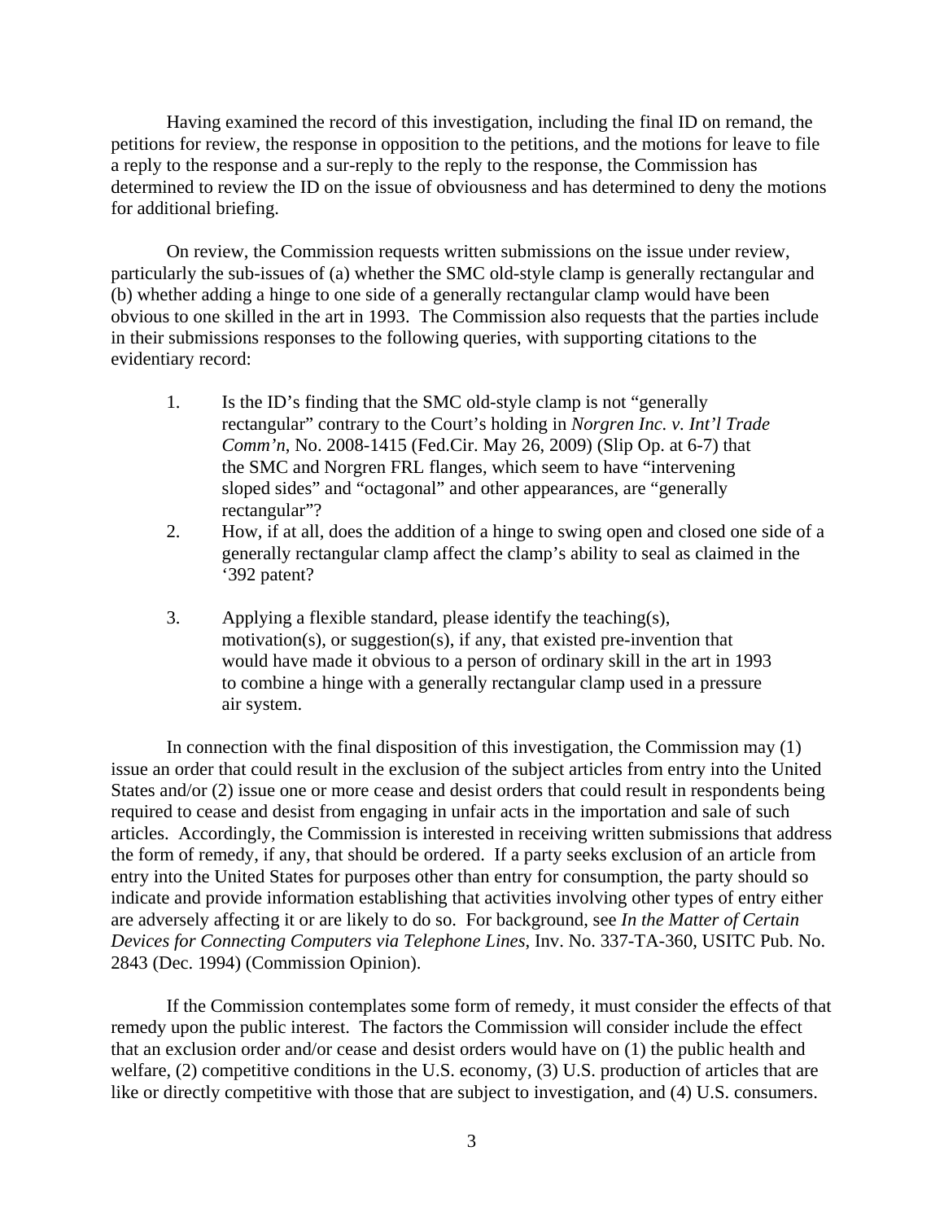Having examined the record of this investigation, including the final ID on remand, the petitions for review, the response in opposition to the petitions, and the motions for leave to file a reply to the response and a sur-reply to the reply to the response, the Commission has determined to review the ID on the issue of obviousness and has determined to deny the motions for additional briefing.

On review, the Commission requests written submissions on the issue under review, particularly the sub-issues of (a) whether the SMC old-style clamp is generally rectangular and (b) whether adding a hinge to one side of a generally rectangular clamp would have been obvious to one skilled in the art in 1993. The Commission also requests that the parties include in their submissions responses to the following queries, with supporting citations to the evidentiary record:

1. Is the ID's finding that the SMC old-style clamp is not "generally rectangular" contrary to the Court's holding in *Norgren Inc. v. Int'l Trade Comm'n*, No. 2008-1415 (Fed.Cir. May 26, 2009) (Slip Op. at 6-7) that the SMC and Norgren FRL flanges, which seem to have "intervening sloped sides" and "octagonal" and other appearances, are "generally rectangular"?
2. How, if at all, does the addition of a hinge to swing open and closed one side of a generally rectangular clamp affect the clamp's ability to seal as claimed in the '392 patent?
3. Applying a flexible standard, please identify the teaching(s), motivation(s), or suggestion(s), if any, that existed pre-invention that would have made it obvious to a person of ordinary skill in the art in 1993 to combine a hinge with a generally rectangular clamp used in a pressure air system.

In connection with the final disposition of this investigation, the Commission may (1) issue an order that could result in the exclusion of the subject articles from entry into the United States and/or (2) issue one or more cease and desist orders that could result in respondents being required to cease and desist from engaging in unfair acts in the importation and sale of such articles. Accordingly, the Commission is interested in receiving written submissions that address the form of remedy, if any, that should be ordered. If a party seeks exclusion of an article from entry into the United States for purposes other than entry for consumption, the party should so indicate and provide information establishing that activities involving other types of entry either are adversely affecting it or are likely to do so. For background, see *In the Matter of Certain Devices for Connecting Computers via Telephone Lines*, Inv. No. 337-TA-360, USITC Pub. No. 2843 (Dec. 1994) (Commission Opinion).

If the Commission contemplates some form of remedy, it must consider the effects of that remedy upon the public interest. The factors the Commission will consider include the effect that an exclusion order and/or cease and desist orders would have on (1) the public health and welfare, (2) competitive conditions in the U.S. economy, (3) U.S. production of articles that are like or directly competitive with those that are subject to investigation, and (4) U.S. consumers.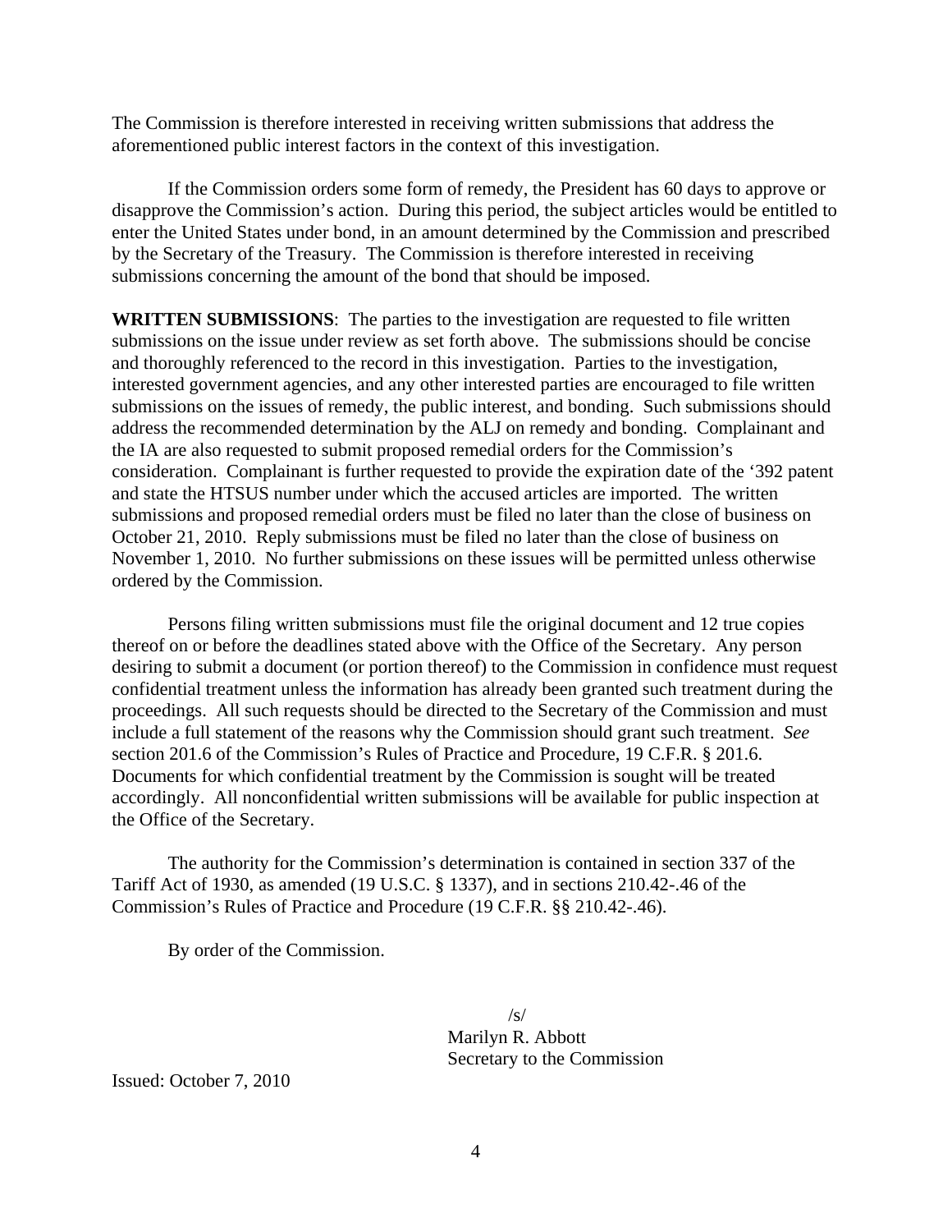The Commission is therefore interested in receiving written submissions that address the aforementioned public interest factors in the context of this investigation.

If the Commission orders some form of remedy, the President has 60 days to approve or disapprove the Commission's action. During this period, the subject articles would be entitled to enter the United States under bond, in an amount determined by the Commission and prescribed by the Secretary of the Treasury. The Commission is therefore interested in receiving submissions concerning the amount of the bond that should be imposed.

**WRITTEN SUBMISSIONS**: The parties to the investigation are requested to file written submissions on the issue under review as set forth above. The submissions should be concise and thoroughly referenced to the record in this investigation. Parties to the investigation, interested government agencies, and any other interested parties are encouraged to file written submissions on the issues of remedy, the public interest, and bonding. Such submissions should address the recommended determination by the ALJ on remedy and bonding. Complainant and the IA are also requested to submit proposed remedial orders for the Commission's consideration. Complainant is further requested to provide the expiration date of the '392 patent and state the HTSUS number under which the accused articles are imported. The written submissions and proposed remedial orders must be filed no later than the close of business on October 21, 2010. Reply submissions must be filed no later than the close of business on November 1, 2010. No further submissions on these issues will be permitted unless otherwise ordered by the Commission.

Persons filing written submissions must file the original document and 12 true copies thereof on or before the deadlines stated above with the Office of the Secretary. Any person desiring to submit a document (or portion thereof) to the Commission in confidence must request confidential treatment unless the information has already been granted such treatment during the proceedings. All such requests should be directed to the Secretary of the Commission and must include a full statement of the reasons why the Commission should grant such treatment. *See* section 201.6 of the Commission's Rules of Practice and Procedure, 19 C.F.R. § 201.6. Documents for which confidential treatment by the Commission is sought will be treated accordingly. All nonconfidential written submissions will be available for public inspection at the Office of the Secretary.

The authority for the Commission's determination is contained in section 337 of the Tariff Act of 1930, as amended (19 U.S.C. § 1337), and in sections 210.42-.46 of the Commission's Rules of Practice and Procedure (19 C.F.R. §§ 210.42-.46).

By order of the Commission.

/s/
Marilyn R. Abbott
Secretary to the Commission

Issued: October 7, 2010